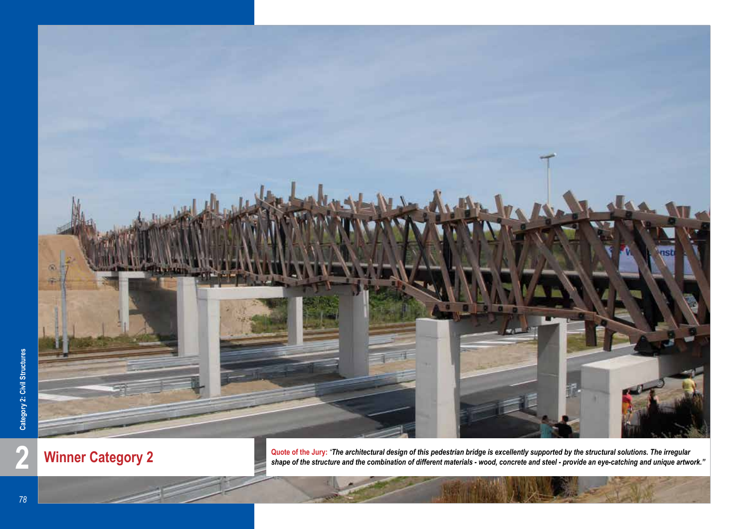# Winner Category 2

**Quote of the Jury:** *"The architectural design of this pedestrian bridge is excellently supported by the structural solutions. The irregular shape of the structure and the combination of different materials - wood, concrete and steel - provide an eye-catching and unique artwork."*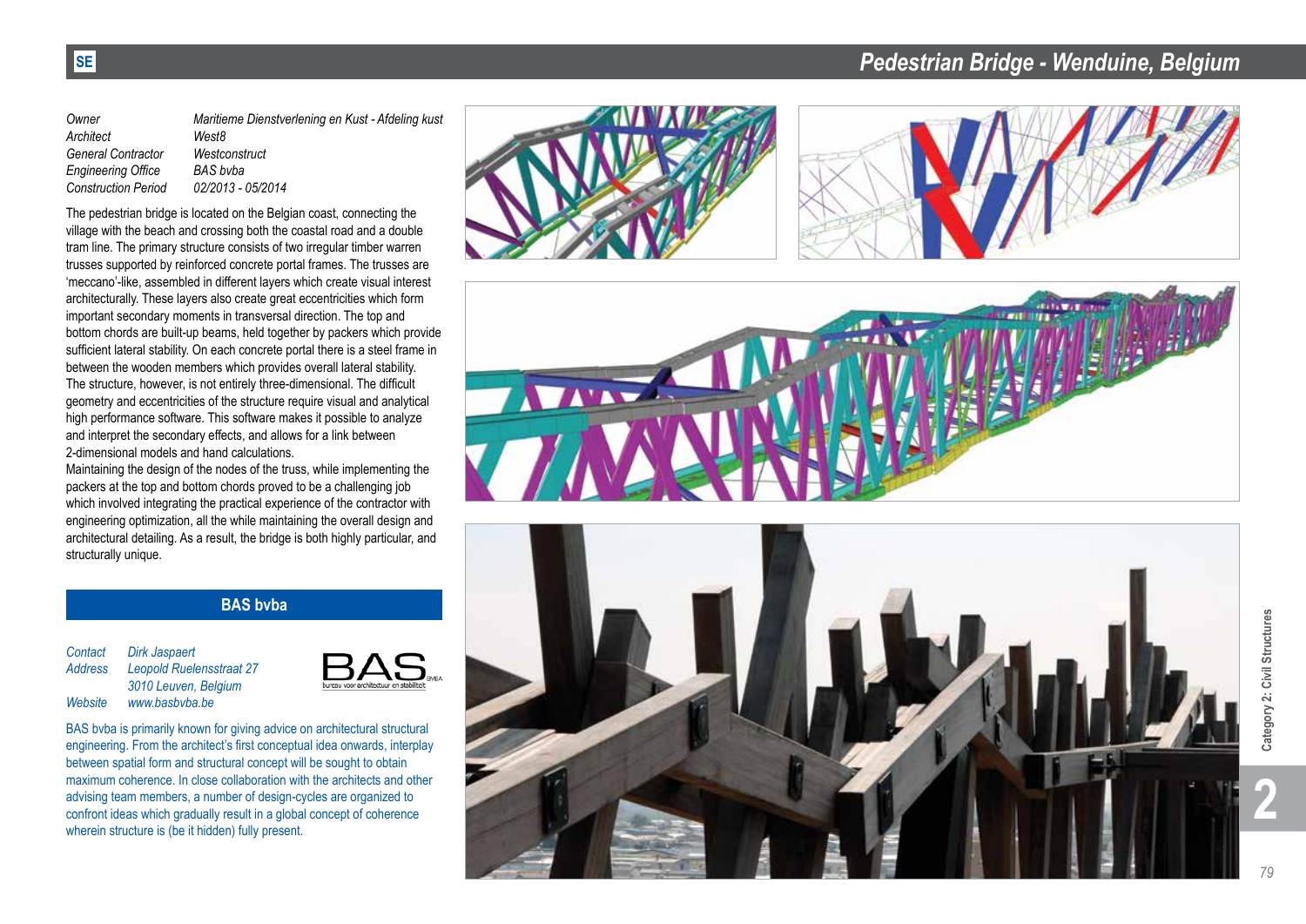# Pedestrian Bridge - Wenduine, Belgium

| | |
|---|---|
| *Owner* | *Maritieme Dienstverlening en Kust - Afdeling kust* |
| *Architect* | *West8* |
| *General Contractor* | *Westconstruct* |
| *Engineering Office* | *BAS bvba* |
| *Construction Period* | *02/2013 - 05/2014* |

The pedestrian bridge is located on the Belgian coast, connecting the village with the beach and crossing both the coastal road and a double tram line. The primary structure consists of two irregular timber warren trusses supported by reinforced concrete portal frames. The trusses are 'meccano'-like, assembled in different layers which create visual interest architecturally. These layers also create great eccentricities which form important secondary moments in transversal direction. The top and bottom chords are built-up beams, held together by packers which provide sufficient lateral stability. On each concrete portal there is a steel frame in between the wooden members which provides overall lateral stability. The structure, however, is not entirely three-dimensional. The difficult geometry and eccentricities of the structure require visual and analytical high performance software. This software makes it possible to analyze and interpret the secondary effects, and allows for a link between 2-dimensional models and hand calculations.

Maintaining the design of the nodes of the truss, while implementing the packers at the top and bottom chords proved to be a challenging job which involved integrating the practical experience of the contractor with engineering optimization, all the while maintaining the overall design and architectural detailing. As a result, the bridge is both highly particular, and structurally unique.

## BAS bvba

| | |
|---|---|
| *Contact* | *Dirk Jaspaert* |
| *Address* | *Leopold Ruelensstraat 27* |
| | *3010 Leuven, Belgium* |
| *Website* | *www.basbvba.be* |

BAS bvba is primarily known for giving advice on architectural structural engineering. From the architect's first conceptual idea onwards, interplay between spatial form and structural concept will be sought to obtain maximum coherence. In close collaboration with the architects and other advising team members, a number of design-cycles are organized to confront ideas which gradually result in a global concept of coherence wherein structure is (be it hidden) fully present.